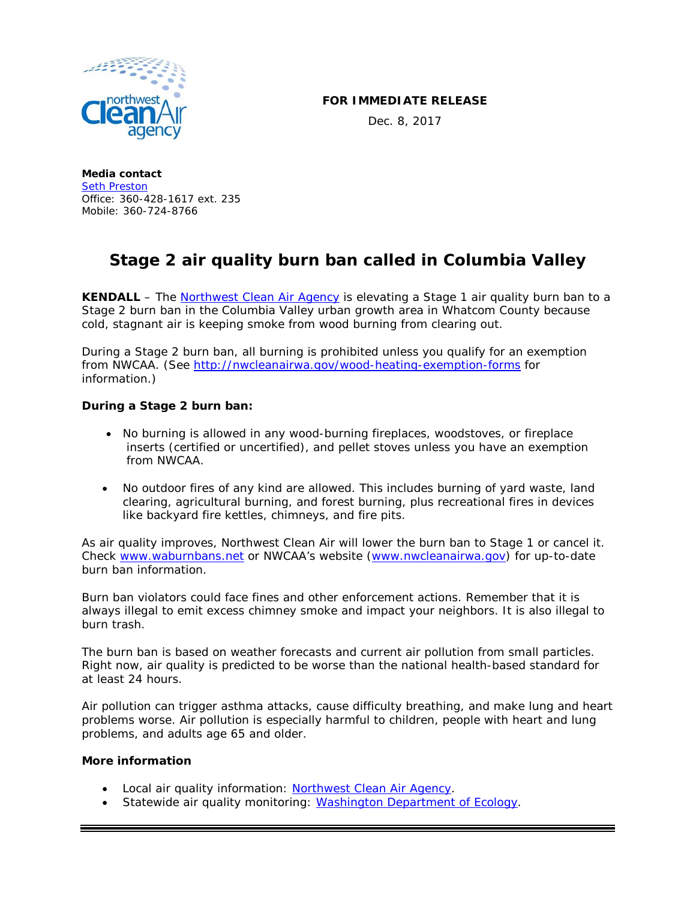**FOR IMMEDIATE RELEASE**

Dec. 8, 2017

**Media contact**
Seth Preston
Office: 360-428-1617 ext. 235
Mobile: 360-724-8766

# Stage 2 air quality burn ban called in Columbia Valley

**KENDALL** – The Northwest Clean Air Agency is elevating a Stage 1 air quality burn ban to a Stage 2 burn ban in the Columbia Valley urban growth area in Whatcom County because cold, stagnant air is keeping smoke from wood burning from clearing out.

During a Stage 2 burn ban, all burning is prohibited unless you qualify for an exemption from NWCAA. (See http://nwcleanairwa.gov/wood-heating-exemption-forms for information.)

**During a Stage 2 burn ban:**

- No burning is allowed in any wood-burning fireplaces, woodstoves, or fireplace inserts (certified or uncertified), and pellet stoves unless you have an exemption from NWCAA.
- No outdoor fires of any kind are allowed. This includes burning of yard waste, land clearing, agricultural burning, and forest burning, plus recreational fires in devices like backyard fire kettles, chimneys, and fire pits.

As air quality improves, Northwest Clean Air will lower the burn ban to Stage 1 or cancel it. Check www.waburnbans.net or NWCAA's website (www.nwcleanairwa.gov) for up-to-date burn ban information.

Burn ban violators could face fines and other enforcement actions. Remember that it is always illegal to emit excess chimney smoke and impact your neighbors. It is also illegal to burn trash.

The burn ban is based on weather forecasts and current air pollution from small particles. Right now, air quality is predicted to be worse than the national health-based standard for at least 24 hours.

Air pollution can trigger asthma attacks, cause difficulty breathing, and make lung and heart problems worse. Air pollution is especially harmful to children, people with heart and lung problems, and adults age 65 and older.

**More information**

- Local air quality information: Northwest Clean Air Agency.
- Statewide air quality monitoring: Washington Department of Ecology.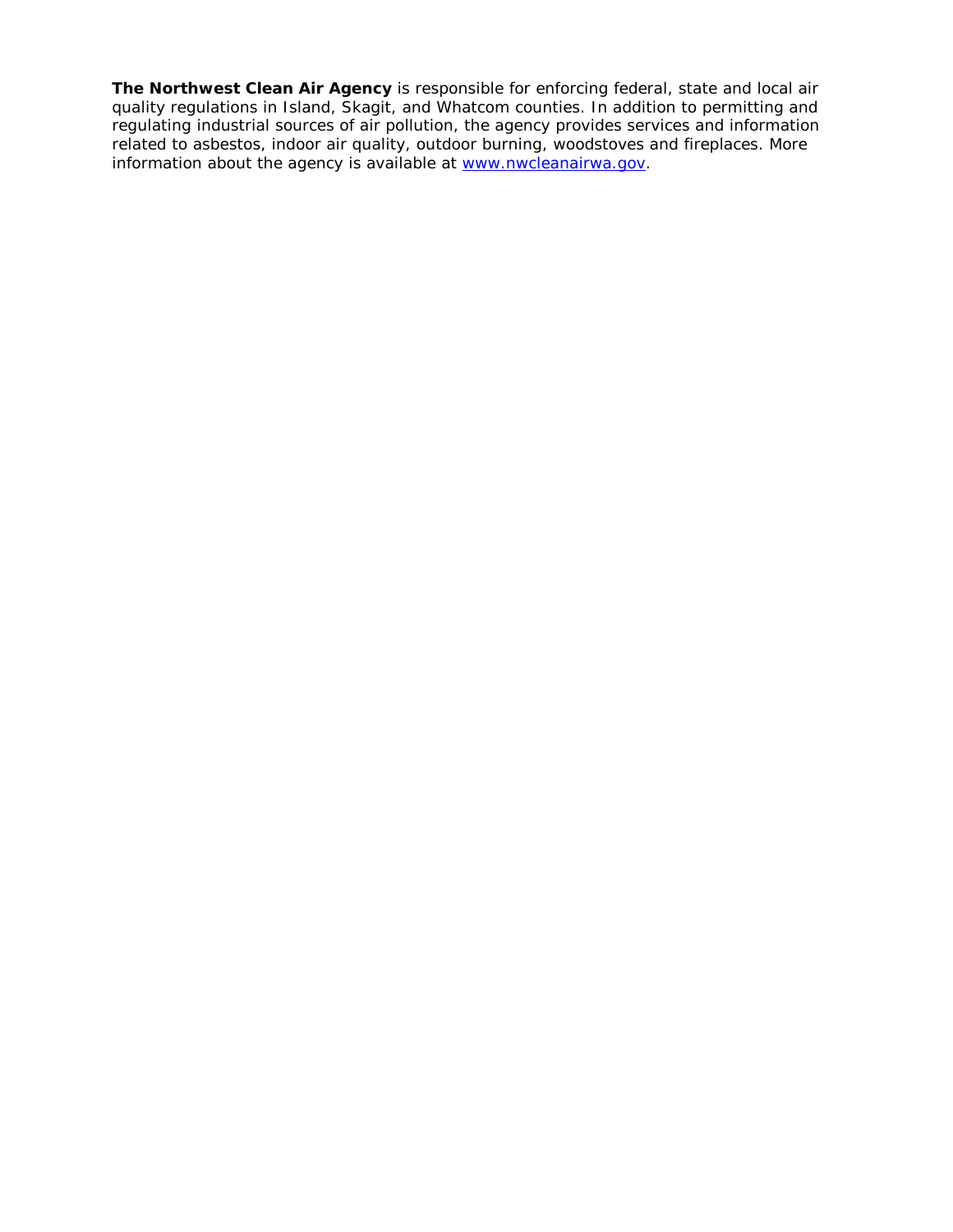**The Northwest Clean Air Agency** is responsible for enforcing federal, state and local air quality regulations in Island, Skagit, and Whatcom counties. In addition to permitting and regulating industrial sources of air pollution, the agency provides services and information related to asbestos, indoor air quality, outdoor burning, woodstoves and fireplaces. More information about the agency is available at [www.nwcleanairwa.gov](http://www.nwcleanairwa.gov).